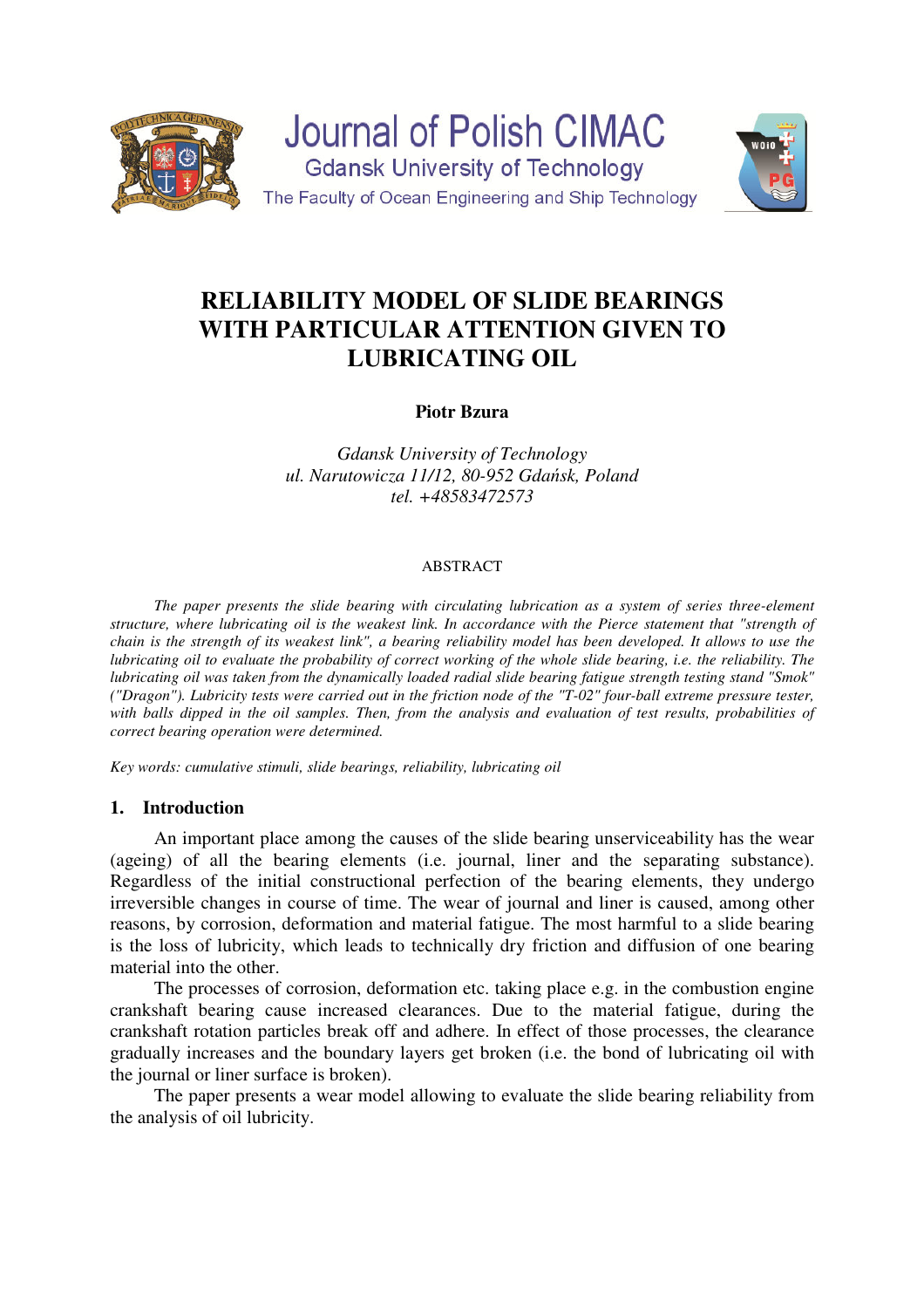# Journal of Polish CIMAC

Gdansk University of Technology

The Faculty of Ocean Engineering and Ship Technology

# RELIABILITY MODEL OF SLIDE BEARINGS WITH PARTICULAR ATTENTION GIVEN TO LUBRICATING OIL

**Piotr Bzura**

*Gdansk University of Technology*
*ul. Narutowicza 11/12, 80-952 Gdańsk, Poland*
*tel. +48583472573*

ABSTRACT

*The paper presents the slide bearing with circulating lubrication as a system of series three-element structure, where lubricating oil is the weakest link. In accordance with the Pierce statement that "strength of chain is the strength of its weakest link", a bearing reliability model has been developed. It allows to use the lubricating oil to evaluate the probability of correct working of the whole slide bearing, i.e. the reliability. The lubricating oil was taken from the dynamically loaded radial slide bearing fatigue strength testing stand "Smok" ("Dragon"). Lubricity tests were carried out in the friction node of the "T-02" four-ball extreme pressure tester, with balls dipped in the oil samples. Then, from the analysis and evaluation of test results, probabilities of correct bearing operation were determined.*

*Key words: cumulative stimuli, slide bearings, reliability, lubricating oil*

## 1. Introduction

An important place among the causes of the slide bearing unserviceability has the wear (ageing) of all the bearing elements (i.e. journal, liner and the separating substance). Regardless of the initial constructional perfection of the bearing elements, they undergo irreversible changes in course of time. The wear of journal and liner is caused, among other reasons, by corrosion, deformation and material fatigue. The most harmful to a slide bearing is the loss of lubricity, which leads to technically dry friction and diffusion of one bearing material into the other.

The processes of corrosion, deformation etc. taking place e.g. in the combustion engine crankshaft bearing cause increased clearances. Due to the material fatigue, during the crankshaft rotation particles break off and adhere. In effect of those processes, the clearance gradually increases and the boundary layers get broken (i.e. the bond of lubricating oil with the journal or liner surface is broken).

The paper presents a wear model allowing to evaluate the slide bearing reliability from the analysis of oil lubricity.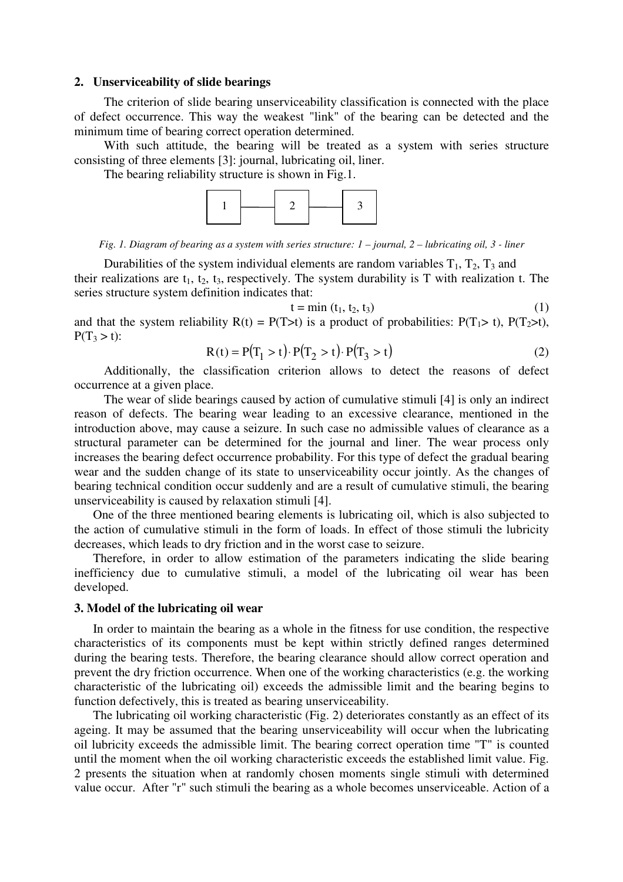## 2. Unserviceability of slide bearings

The criterion of slide bearing unserviceability classification is connected with the place of defect occurrence. This way the weakest "link" of the bearing can be detected and the minimum time of bearing correct operation determined.

With such attitude, the bearing will be treated as a system with series structure consisting of three elements [3]: journal, lubricating oil, liner.

The bearing reliability structure is shown in Fig.1.

| 1 | — | 2 | — | 3 |
|---|---|---|---|---|

*Fig. 1. Diagram of bearing as a system with series structure: 1 – journal, 2 – lubricating oil, 3 - liner*

Durabilities of the system individual elements are random variables $T_1$, $T_2$, $T_3$ and their realizations are $t_1$, $t_2$, $t_3$, respectively. The system durability is T with realization t. The series structure system definition indicates that:

$$t = \min(t_1, t_2, t_3) \tag{1}$$

and that the system reliability $R(t) = P(T>t)$ is a product of probabilities: $P(T_1> t)$, $P(T_2>t)$, $P(T_3 > t)$:

$$R(t) = P(T_1 > t) \cdot P(T_2 > t) \cdot P(T_3 > t) \tag{2}$$

Additionally, the classification criterion allows to detect the reasons of defect occurrence at a given place.

The wear of slide bearings caused by action of cumulative stimuli [4] is only an indirect reason of defects. The bearing wear leading to an excessive clearance, mentioned in the introduction above, may cause a seizure. In such case no admissible values of clearance as a structural parameter can be determined for the journal and liner. The wear process only increases the bearing defect occurrence probability. For this type of defect the gradual bearing wear and the sudden change of its state to unserviceability occur jointly. As the changes of bearing technical condition occur suddenly and are a result of cumulative stimuli, the bearing unserviceability is caused by relaxation stimuli [4].

One of the three mentioned bearing elements is lubricating oil, which is also subjected to the action of cumulative stimuli in the form of loads. In effect of those stimuli the lubricity decreases, which leads to dry friction and in the worst case to seizure.

Therefore, in order to allow estimation of the parameters indicating the slide bearing inefficiency due to cumulative stimuli, a model of the lubricating oil wear has been developed.

## 3. Model of the lubricating oil wear

In order to maintain the bearing as a whole in the fitness for use condition, the respective characteristics of its components must be kept within strictly defined ranges determined during the bearing tests. Therefore, the bearing clearance should allow correct operation and prevent the dry friction occurrence. When one of the working characteristics (e.g. the working characteristic of the lubricating oil) exceeds the admissible limit and the bearing begins to function defectively, this is treated as bearing unserviceability.

The lubricating oil working characteristic (Fig. 2) deteriorates constantly as an effect of its ageing. It may be assumed that the bearing unserviceability will occur when the lubricating oil lubricity exceeds the admissible limit. The bearing correct operation time "T" is counted until the moment when the oil working characteristic exceeds the established limit value. Fig. 2 presents the situation when at randomly chosen moments single stimuli with determined value occur. After "r" such stimuli the bearing as a whole becomes unserviceable. Action of a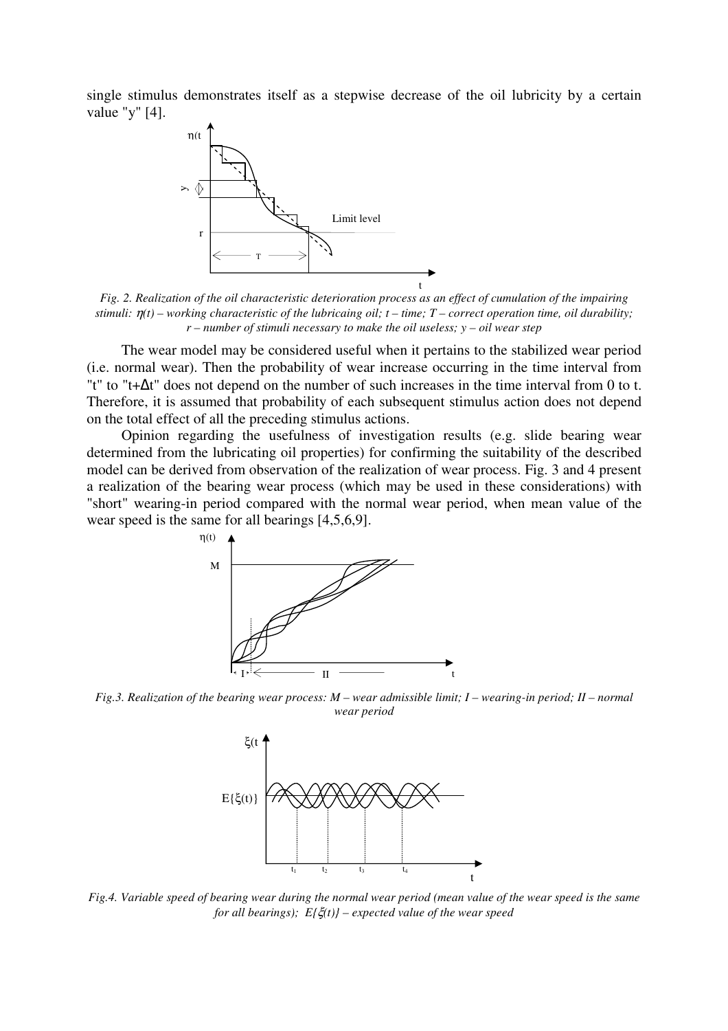single stimulus demonstrates itself as a stepwise decrease of the oil lubricity by a certain value "y" [4].

*Fig. 2. Realization of the oil characteristic deterioration process as an effect of cumulation of the impairing stimuli: $\eta(t)$ – working characteristic of the lubricaing oil; t – time; T – correct operation time, oil durability; r – number of stimuli necessary to make the oil useless; y – oil wear step*

The wear model may be considered useful when it pertains to the stabilized wear period (i.e. normal wear). Then the probability of wear increase occurring in the time interval from "t" to "t+Δt" does not depend on the number of such increases in the time interval from 0 to t. Therefore, it is assumed that probability of each subsequent stimulus action does not depend on the total effect of all the preceding stimulus actions.

Opinion regarding the usefulness of investigation results (e.g. slide bearing wear determined from the lubricating oil properties) for confirming the suitability of the described model can be derived from observation of the realization of wear process. Fig. 3 and 4 present a realization of the bearing wear process (which may be used in these considerations) with "short" wearing-in period compared with the normal wear period, when mean value of the wear speed is the same for all bearings [4,5,6,9].

*Fig.3. Realization of the bearing wear process: M – wear admissible limit; I – wearing-in period; II – normal wear period*

*Fig.4. Variable speed of bearing wear during the normal wear period (mean value of the wear speed is the same for all bearings); $E\{\xi(t)\}$ – expected value of the wear speed*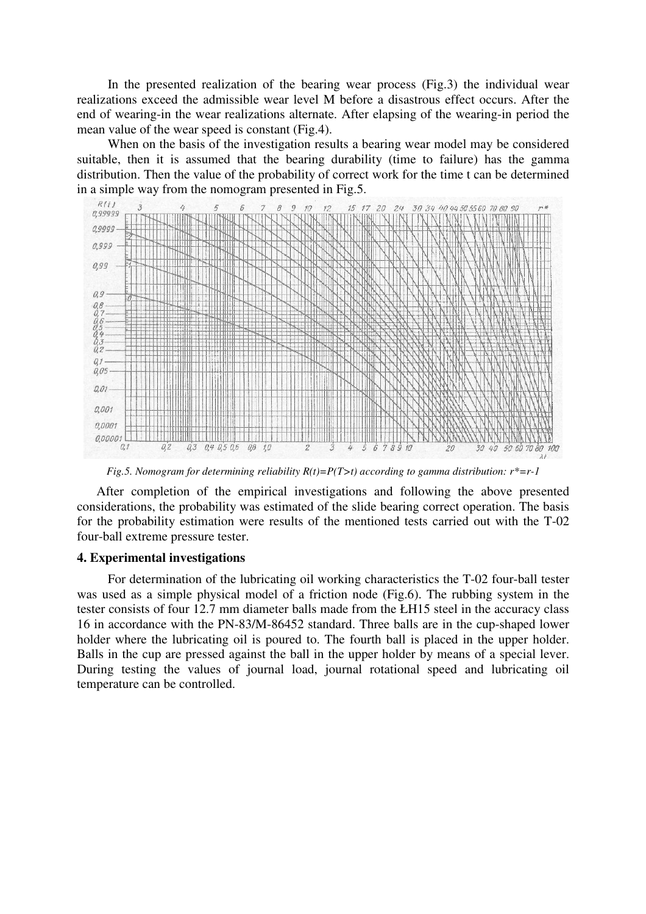In the presented realization of the bearing wear process (Fig.3) the individual wear realizations exceed the admissible wear level M before a disastrous effect occurs. After the end of wearing-in the wear realizations alternate. After elapsing of the wearing-in period the mean value of the wear speed is constant (Fig.4).

When on the basis of the investigation results a bearing wear model may be considered suitable, then it is assumed that the bearing durability (time to failure) has the gamma distribution. Then the value of the probability of correct work for the time t can be determined in a simple way from the nomogram presented in Fig.5.

*Fig.5. Nomogram for determining reliability $R(t)=P(T>t)$ according to gamma distribution: $r^{*}=r-1$*

After completion of the empirical investigations and following the above presented considerations, the probability was estimated of the slide bearing correct operation. The basis for the probability estimation were results of the mentioned tests carried out with the T-02 four-ball extreme pressure tester.

## 4. Experimental investigations

For determination of the lubricating oil working characteristics the T-02 four-ball tester was used as a simple physical model of a friction node (Fig.6). The rubbing system in the tester consists of four 12.7 mm diameter balls made from the ŁH15 steel in the accuracy class 16 in accordance with the PN-83/M-86452 standard. Three balls are in the cup-shaped lower holder where the lubricating oil is poured to. The fourth ball is placed in the upper holder. Balls in the cup are pressed against the ball in the upper holder by means of a special lever. During testing the values of journal load, journal rotational speed and lubricating oil temperature can be controlled.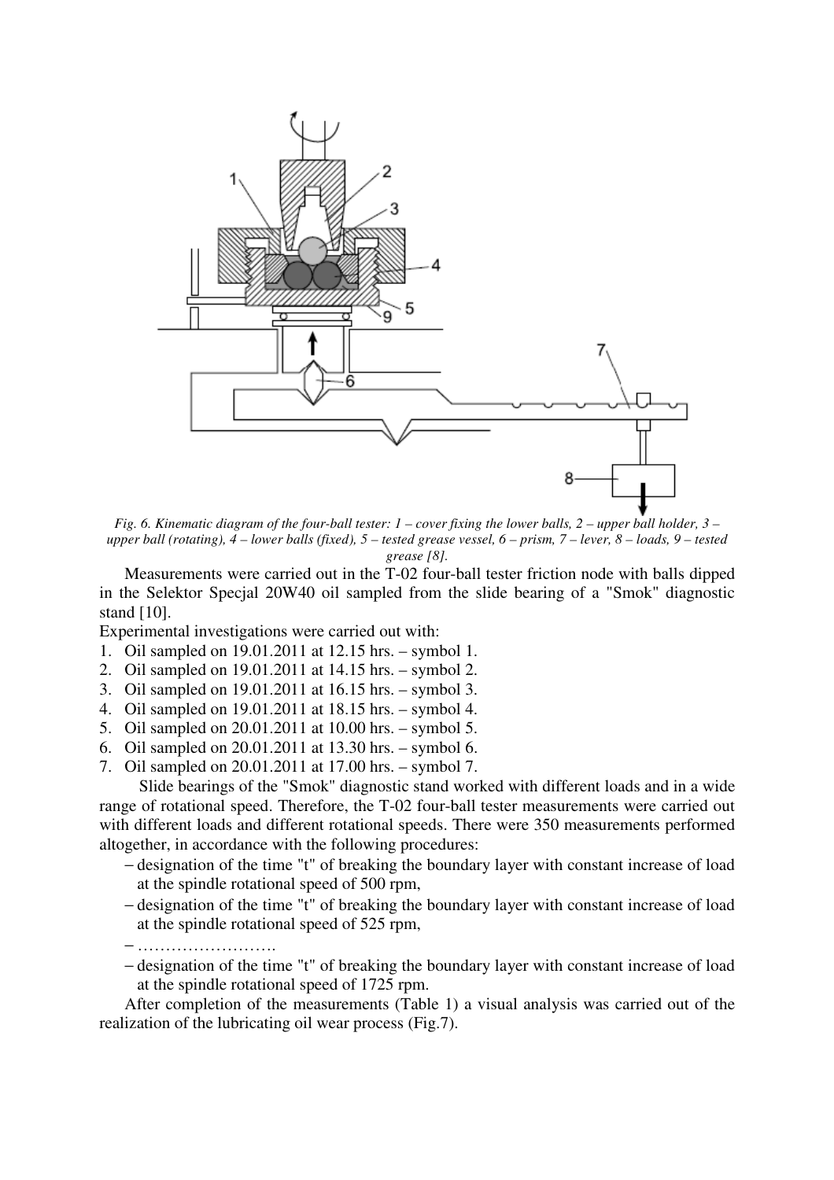*Fig. 6. Kinematic diagram of the four-ball tester: 1 – cover fixing the lower balls, 2 – upper ball holder, 3 – upper ball (rotating), 4 – lower balls (fixed), 5 – tested grease vessel, 6 – prism, 7 – lever, 8 – loads, 9 – tested grease [8].*

Measurements were carried out in the T-02 four-ball tester friction node with balls dipped in the Selektor Specjal 20W40 oil sampled from the slide bearing of a "Smok" diagnostic stand [10].

Experimental investigations were carried out with:

1. Oil sampled on 19.01.2011 at 12.15 hrs. – symbol 1.
2. Oil sampled on 19.01.2011 at 14.15 hrs. – symbol 2.
3. Oil sampled on 19.01.2011 at 16.15 hrs. – symbol 3.
4. Oil sampled on 19.01.2011 at 18.15 hrs. – symbol 4.
5. Oil sampled on 20.01.2011 at 10.00 hrs. – symbol 5.
6. Oil sampled on 20.01.2011 at 13.30 hrs. – symbol 6.
7. Oil sampled on 20.01.2011 at 17.00 hrs. – symbol 7.

Slide bearings of the "Smok" diagnostic stand worked with different loads and in a wide range of rotational speed. Therefore, the T-02 four-ball tester measurements were carried out with different loads and different rotational speeds. There were 350 measurements performed altogether, in accordance with the following procedures:

- designation of the time "t" of breaking the boundary layer with constant increase of load at the spindle rotational speed of 500 rpm,
- designation of the time "t" of breaking the boundary layer with constant increase of load at the spindle rotational speed of 525 rpm,
- …………………….
- designation of the time "t" of breaking the boundary layer with constant increase of load at the spindle rotational speed of 1725 rpm.

After completion of the measurements (Table 1) a visual analysis was carried out of the realization of the lubricating oil wear process (Fig.7).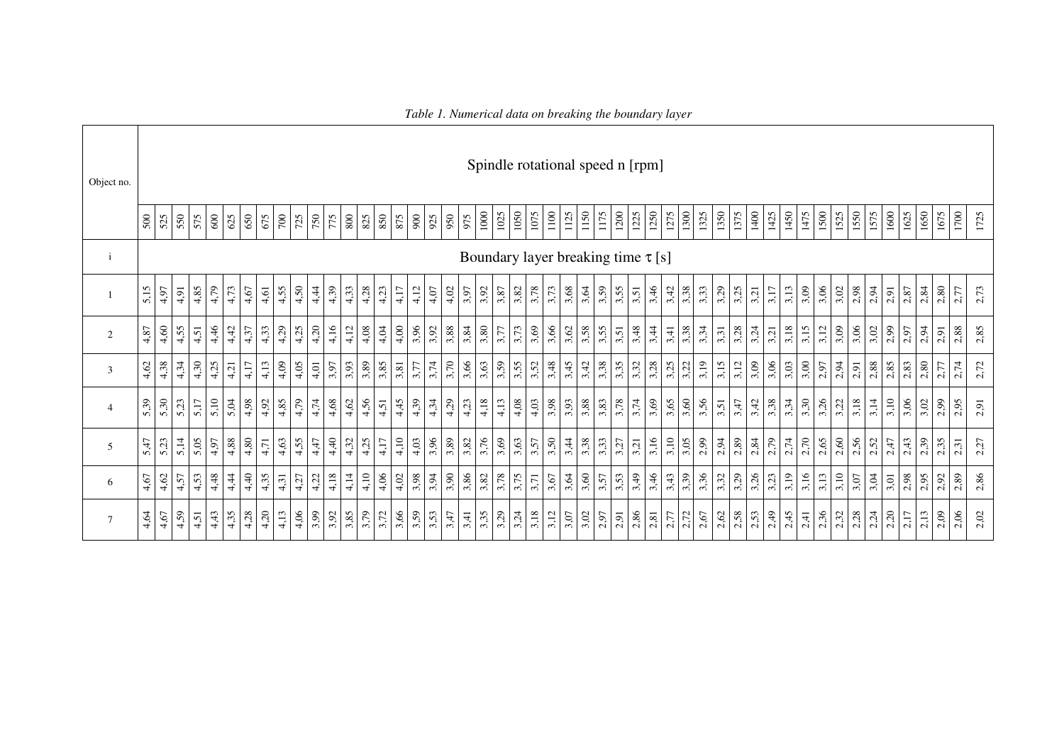*Table 1. Numerical data on breaking the boundary layer*

| Object no. | Spindle rotational speed n [rpm] | | | | | | | | | | | | | | | | | | | | | | | | | | | | | | | | | | | | | | | | | | | | | | | | | |
|---|---|---|---|---|---|---|---|---|---|---|---|---|---|---|---|---|---|---|---|---|---|---|---|---|---|---|---|---|---|---|---|---|---|---|---|---|---|---|---|---|---|---|---|---|---|---|---|---|---|---|
| | 500 | 525 | 550 | 575 | 600 | 625 | 650 | 675 | 700 | 725 | 750 | 775 | 800 | 825 | 850 | 875 | 900 | 925 | 950 | 975 | 1000 | 1025 | 1050 | 1075 | 1100 | 1125 | 1150 | 1175 | 1200 | 1225 | 1250 | 1275 | 1300 | 1325 | 1350 | 1375 | 1400 | 1425 | 1450 | 1475 | 1500 | 1525 | 1550 | 1575 | 1600 | 1625 | 1650 | 1675 | 1700 | 1725 |
| i | Boundary layer breaking time $\tau$ [s] | | | | | | | | | | | | | | | | | | | | | | | | | | | | | | | | | | | | | | | | | | | | | | | | | |
| 1 | 5,15 | 4,97 | 4,91 | 4,85 | 4,79 | 4,73 | 4,67 | 4,61 | 4,55 | 4,50 | 4,44 | 4,39 | 4,33 | 4,28 | 4,23 | 4,17 | 4,12 | 4,07 | 4,02 | 3,97 | 3,92 | 3,87 | 3,82 | 3,78 | 3,73 | 3,68 | 3,64 | 3,59 | 3,55 | 3,51 | 3,46 | 3,42 | 3,38 | 3,33 | 3,29 | 3,25 | 3,21 | 3,17 | 3,13 | 3,09 | 3,06 | 3,02 | 2,98 | 2,94 | 2,91 | 2,87 | 2,84 | 2,80 | 2,77 | 2,73 |
| 2 | 4,87 | 4,60 | 4,55 | 4,51 | 4,46 | 4,42 | 4,37 | 4,33 | 4,29 | 4,25 | 4,20 | 4,16 | 4,12 | 4,08 | 4,04 | 4,00 | 3,96 | 3,92 | 3,88 | 3,84 | 3,80 | 3,77 | 3,73 | 3,69 | 3,66 | 3,62 | 3,58 | 3,55 | 3,51 | 3,48 | 3,44 | 3,41 | 3,38 | 3,34 | 3,31 | 3,28 | 3,24 | 3,21 | 3,18 | 3,15 | 3,12 | 3,09 | 3,06 | 3,02 | 2,99 | 2,97 | 2,94 | 2,91 | 2,88 | 2,85 |
| 3 | 4,62 | 4,38 | 4,34 | 4,30 | 4,25 | 4,21 | 4,17 | 4,13 | 4,09 | 4,05 | 4,01 | 3,97 | 3,93 | 3,89 | 3,85 | 3,81 | 3,77 | 3,74 | 3,70 | 3,66 | 3,63 | 3,59 | 3,55 | 3,52 | 3,48 | 3,45 | 3,42 | 3,38 | 3,35 | 3,32 | 3,28 | 3,25 | 3,22 | 3,19 | 3,15 | 3,12 | 3,09 | 3,06 | 3,03 | 3,00 | 2,97 | 2,94 | 2,91 | 2,88 | 2,85 | 2,83 | 2,80 | 2,77 | 2,74 | 2,72 |
| 4 | 5,39 | 5,30 | 5,23 | 5,17 | 5,10 | 5,04 | 4,98 | 4,92 | 4,85 | 4,79 | 4,74 | 4,68 | 4,62 | 4,56 | 4,51 | 4,45 | 4,39 | 4,34 | 4,29 | 4,23 | 4,18 | 4,13 | 4,08 | 4,03 | 3,98 | 3,93 | 3,88 | 3,83 | 3,78 | 3,74 | 3,69 | 3,65 | 3,60 | 3,56 | 3,51 | 3,47 | 3,42 | 3,38 | 3,34 | 3,30 | 3,26 | 3,22 | 3,18 | 3,14 | 3,10 | 3,06 | 3,02 | 2,99 | 2,95 | 2,91 |
| 5 | 5,47 | 5,23 | 5,14 | 5,05 | 4,97 | 4,88 | 4,80 | 4,71 | 4,63 | 4,55 | 4,47 | 4,40 | 4,32 | 4,25 | 4,17 | 4,10 | 4,03 | 3,96 | 3,89 | 3,82 | 3,76 | 3,69 | 3,63 | 3,57 | 3,50 | 3,44 | 3,38 | 3,33 | 3,27 | 3,21 | 3,16 | 3,10 | 3,05 | 2,99 | 2,94 | 2,89 | 2,84 | 2,79 | 2,74 | 2,70 | 2,65 | 2,60 | 2,56 | 2,52 | 2,47 | 2,43 | 2,39 | 2,35 | 2,31 | 2,27 |
| 6 | 4,67 | 4,62 | 4,57 | 4,53 | 4,48 | 4,44 | 4,40 | 4,35 | 4,31 | 4,27 | 4,22 | 4,18 | 4,14 | 4,10 | 4,06 | 4,02 | 3,98 | 3,94 | 3,90 | 3,86 | 3,82 | 3,78 | 3,75 | 3,71 | 3,67 | 3,64 | 3,60 | 3,57 | 3,53 | 3,49 | 3,46 | 3,43 | 3,39 | 3,36 | 3,32 | 3,29 | 3,26 | 3,23 | 3,19 | 3,16 | 3,13 | 3,10 | 3,07 | 3,04 | 3,01 | 2,98 | 2,95 | 2,92 | 2,89 | 2,86 |
| 7 | 4,64 | 4,67 | 4,59 | 4,51 | 4,43 | 4,35 | 4,28 | 4,20 | 4,13 | 4,06 | 3,99 | 3,92 | 3,85 | 3,79 | 3,72 | 3,66 | 3,59 | 3,53 | 3,47 | 3,41 | 3,35 | 3,29 | 3,24 | 3,18 | 3,12 | 3,07 | 3,02 | 2,97 | 2,91 | 2,86 | 2,81 | 2,77 | 2,72 | 2,67 | 2,62 | 2,58 | 2,53 | 2,49 | 2,45 | 2,41 | 2,36 | 2,32 | 2,28 | 2,24 | 2,20 | 2,17 | 2,13 | 2,09 | 2,06 | 2,02 |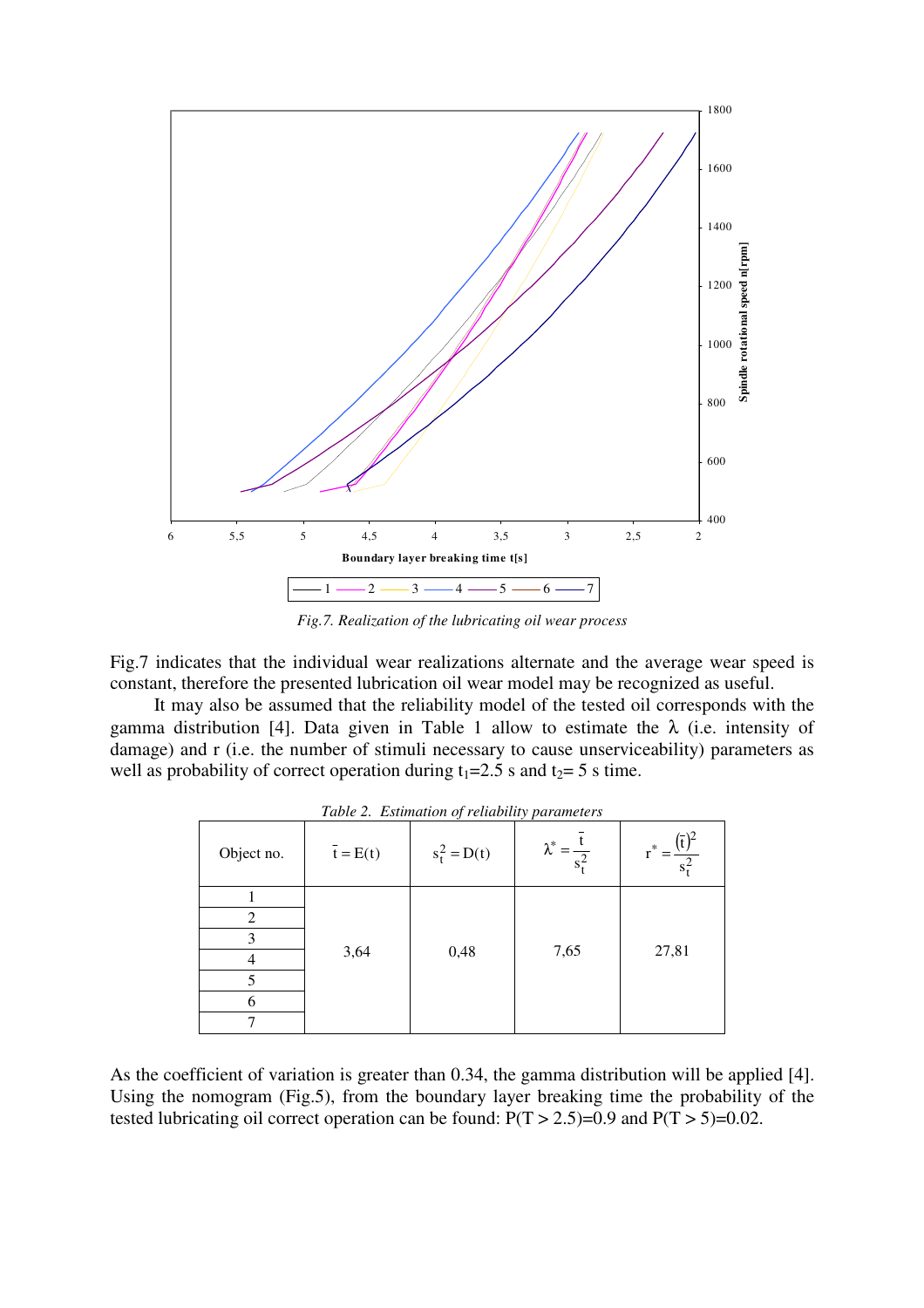Fig.7. Realization of the lubricating oil wear process

Fig.7 indicates that the individual wear realizations alternate and the average wear speed is constant, therefore the presented lubrication oil wear model may be recognized as useful.

It may also be assumed that the reliability model of the tested oil corresponds with the gamma distribution [4]. Data given in Table 1 allow to estimate the λ (i.e. intensity of damage) and r (i.e. the number of stimuli necessary to cause unserviceability) parameters as well as probability of correct operation during $t_1$=2.5 s and $t_2$= 5 s time.

*Table 2. Estimation of reliability parameters*

| Object no. | $\bar{t} = E(t)$ | $s_t^2 = D(t)$ | $\lambda^* = \frac{\bar{t}}{s_t^2}$ | $r^* = \frac{(\bar{t})^2}{s_t^2}$ |
|---|---|---|---|---|
| 1 | 3,64 | 0,48 | 7,65 | 27,81 |
| 2 | | | | |
| 3 | | | | |
| 4 | | | | |
| 5 | | | | |
| 6 | | | | |
| 7 | | | | |

As the coefficient of variation is greater than 0.34, the gamma distribution will be applied [4]. Using the nomogram (Fig.5), from the boundary layer breaking time the probability of the tested lubricating oil correct operation can be found: $P(T > 2.5)$=0.9 and $P(T > 5)$=0.02.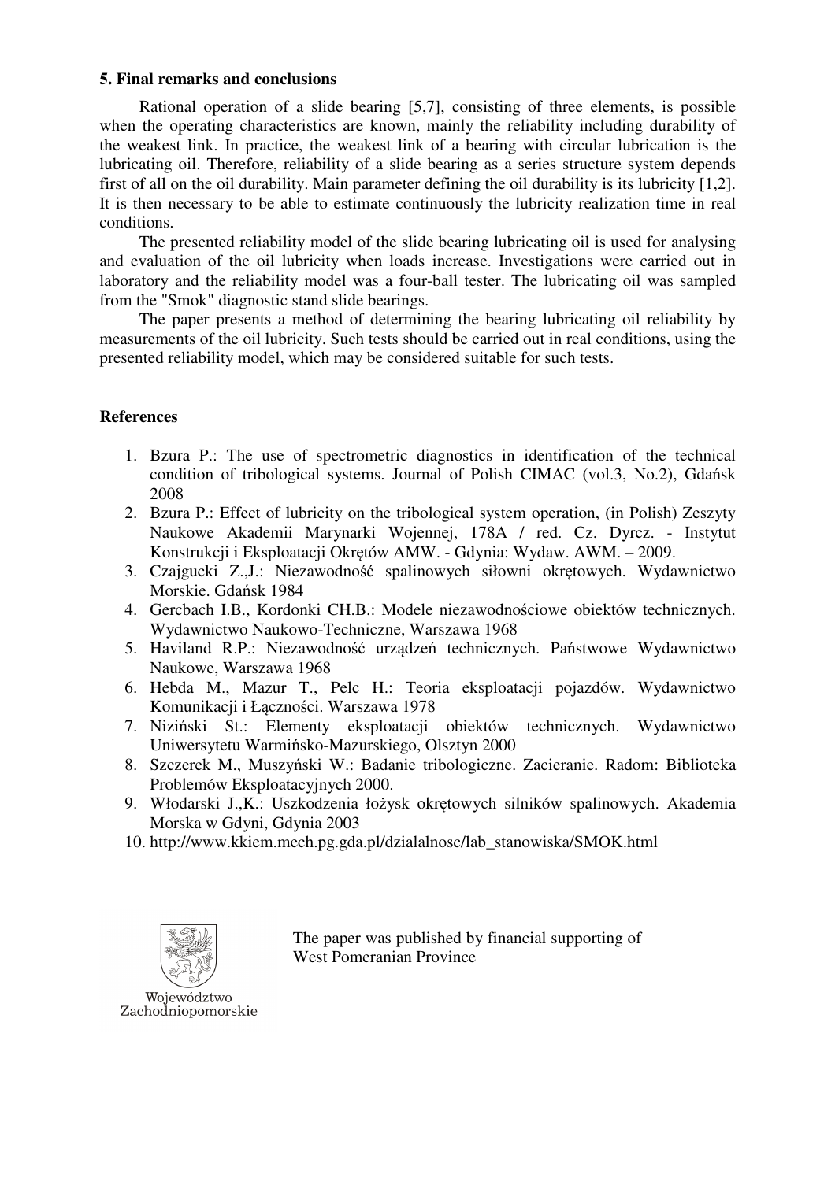### 5. Final remarks and conclusions

Rational operation of a slide bearing [5,7], consisting of three elements, is possible when the operating characteristics are known, mainly the reliability including durability of the weakest link. In practice, the weakest link of a bearing with circular lubrication is the lubricating oil. Therefore, reliability of a slide bearing as a series structure system depends first of all on the oil durability. Main parameter defining the oil durability is its lubricity [1,2]. It is then necessary to be able to estimate continuously the lubricity realization time in real conditions.

The presented reliability model of the slide bearing lubricating oil is used for analysing and evaluation of the oil lubricity when loads increase. Investigations were carried out in laboratory and the reliability model was a four-ball tester. The lubricating oil was sampled from the "Smok" diagnostic stand slide bearings.

The paper presents a method of determining the bearing lubricating oil reliability by measurements of the oil lubricity. Such tests should be carried out in real conditions, using the presented reliability model, which may be considered suitable for such tests.

### References

1. Bzura P.: The use of spectrometric diagnostics in identification of the technical condition of tribological systems. Journal of Polish CIMAC (vol.3, No.2), Gdańsk 2008
2. Bzura P.: Effect of lubricity on the tribological system operation, (in Polish) Zeszyty Naukowe Akademii Marynarki Wojennej, 178A / red. Cz. Dyrcz. - Instytut Konstrukcji i Eksploatacji Okrętów AMW. - Gdynia: Wydaw. AWM. – 2009.
3. Czajgucki Z.,J.: Niezawodność spalinowych siłowni okrętowych. Wydawnictwo Morskie. Gdańsk 1984
4. Gercbach I.B., Kordonki CH.B.: Modele niezawodnościowe obiektów technicznych. Wydawnictwo Naukowo-Techniczne, Warszawa 1968
5. Haviland R.P.: Niezawodność urządzeń technicznych. Państwowe Wydawnictwo Naukowe, Warszawa 1968
6. Hebda M., Mazur T., Pelc H.: Teoria eksploatacji pojazdów. Wydawnictwo Komunikacji i Łączności. Warszawa 1978
7. Niziński St.: Elementy eksploatacji obiektów technicznych. Wydawnictwo Uniwersytetu Warmińsko-Mazurskiego, Olsztyn 2000
8. Szczerek M., Muszyński W.: Badanie tribologiczne. Zacieranie. Radom: Biblioteka Problemów Eksploatacyjnych 2000.
9. Włodarski J.,K.: Uszkodzenia łożysk okrętowych silników spalinowych. Akademia Morska w Gdyni, Gdynia 2003
10. http://www.kkiem.mech.pg.gda.pl/dzialalnosc/lab_stanowiska/SMOK.html

Województwo Zachodniopomorskie

The paper was published by financial supporting of West Pomeranian Province